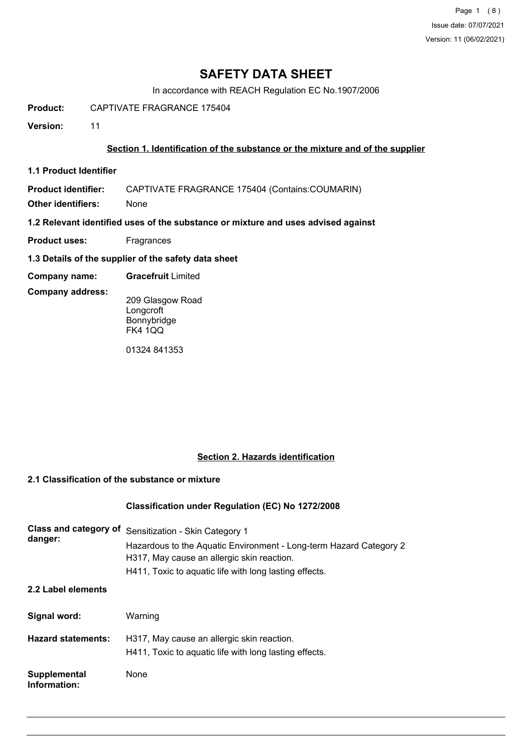# SAFETY DATA SHEET

In accordance with REACH Regulation EC No.1907/2006

**Product:** CAPTIVATE FRAGRANCE 175404

**Version:** 11

## Section 1. Identification of the substance or the mixture and of the supplier

### 1.1 Product Identifier

**Product identifier:** CAPTIVATE FRAGRANCE 175404 (Contains:COUMARIN)

**Other identifiers:** None

### 1.2 Relevant identified uses of the substance or mixture and uses advised against

**Product uses:** Fragrances

### 1.3 Details of the supplier of the safety data sheet

**Company name:** **Gracefruit** Limited

**Company address:**

209 Glasgow Road
Longcroft
Bonnybridge
FK4 1QQ

01324 841353

## Section 2. Hazards identification

### 2.1 Classification of the substance or mixture

**Classification under Regulation (EC) No 1272/2008**

**Class and category of danger:**

Sensitization - Skin Category 1
Hazardous to the Aquatic Environment - Long-term Hazard Category 2
H317, May cause an allergic skin reaction.
H411, Toxic to aquatic life with long lasting effects.

### 2.2 Label elements

**Signal word:** Warning

**Hazard statements:**

H317, May cause an allergic skin reaction.
H411, Toxic to aquatic life with long lasting effects.

**Supplemental Information:** None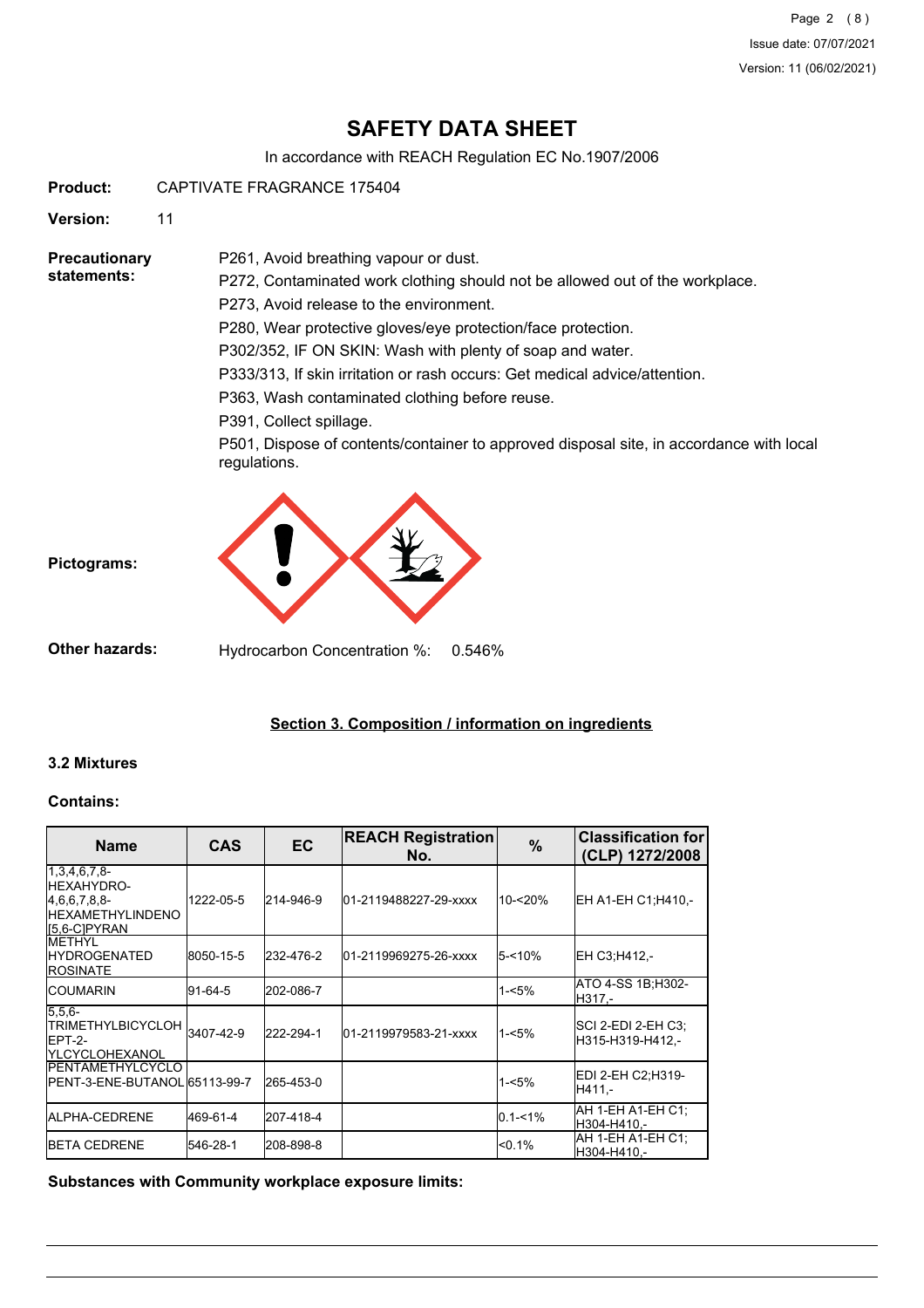# SAFETY DATA SHEET

In accordance with REACH Regulation EC No.1907/2006

**Product:** CAPTIVATE FRAGRANCE 175404

**Version:** 11

**Precautionary statements:**

P261, Avoid breathing vapour or dust.

P272, Contaminated work clothing should not be allowed out of the workplace.

P273, Avoid release to the environment.

P280, Wear protective gloves/eye protection/face protection.

P302/352, IF ON SKIN: Wash with plenty of soap and water.

P333/313, If skin irritation or rash occurs: Get medical advice/attention.

P363, Wash contaminated clothing before reuse.

P391, Collect spillage.

P501, Dispose of contents/container to approved disposal site, in accordance with local regulations.

**Pictograms:**

**Other hazards:** Hydrocarbon Concentration %: 0.546%

## Section 3. Composition / information on ingredients

### 3.2 Mixtures

**Contains:**

| Name | CAS | EC | REACH Registration No. | % | Classification for (CLP) 1272/2008 |
|---|---|---|---|---|---|
| 1,3,4,6,7,8-HEXAHYDRO-4,6,6,7,8,8-HEXAMETHYLINDENO[5,6-C]PYRAN | 1222-05-5 | 214-946-9 | 01-2119488227-29-xxxx | 10-<20% | EH A1-EH C1;H410,- |
| METHYL HYDROGENATED ROSINATE | 8050-15-5 | 232-476-2 | 01-2119969275-26-xxxx | 5-<10% | EH C3;H412,- |
| COUMARIN | 91-64-5 | 202-086-7 | | 1-<5% | ATO 4-SS 1B;H302-H317,- |
| 5,5,6-TRIMETHYLBICYCLOHEPT-2-YLCYCLOHEXANOL | 3407-42-9 | 222-294-1 | 01-2119979583-21-xxxx | 1-<5% | SCI 2-EDI 2-EH C3;H315-H319-H412,- |
| PENTAMETHYLCYCLOPENT-3-ENE-BUTANOL | 65113-99-7 | 265-453-0 | | 1-<5% | EDI 2-EH C2;H319-H411,- |
| ALPHA-CEDRENE | 469-61-4 | 207-418-4 | | 0.1-<1% | AH 1-EH A1-EH C1;H304-H410,- |
| BETA CEDRENE | 546-28-1 | 208-898-8 | | <0.1% | AH 1-EH A1-EH C1;H304-H410,- |

**Substances with Community workplace exposure limits:**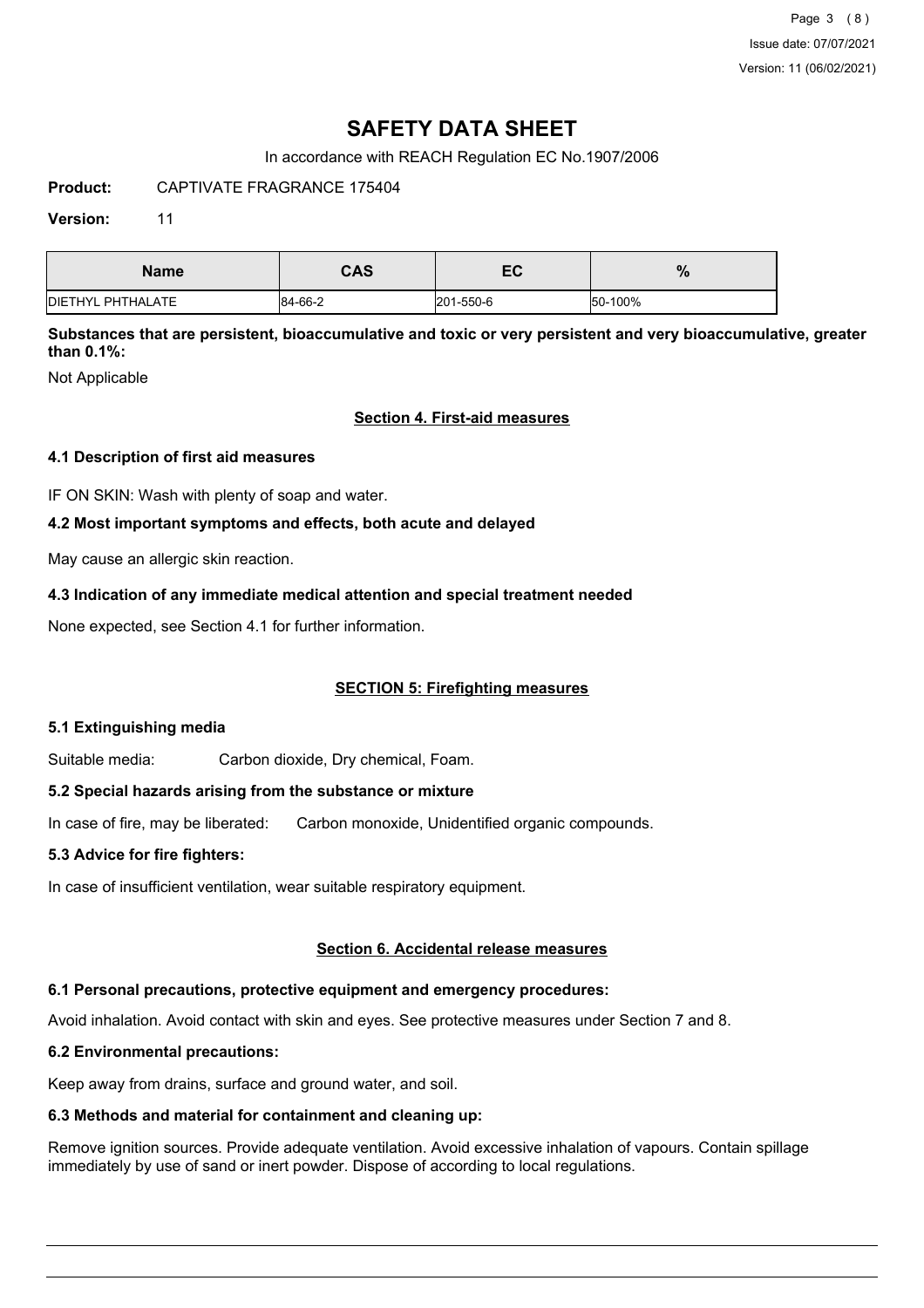# SAFETY DATA SHEET

In accordance with REACH Regulation EC No.1907/2006

**Product:** CAPTIVATE FRAGRANCE 175404

**Version:** 11

| Name | CAS | EC | % |
|---|---|---|---|
| DIETHYL PHTHALATE | 84-66-2 | 201-550-6 | 50-100% |

**Substances that are persistent, bioaccumulative and toxic or very persistent and very bioaccumulative, greater than 0.1%:**

Not Applicable

## Section 4. First-aid measures

### 4.1 Description of first aid measures

IF ON SKIN: Wash with plenty of soap and water.

### 4.2 Most important symptoms and effects, both acute and delayed

May cause an allergic skin reaction.

### 4.3 Indication of any immediate medical attention and special treatment needed

None expected, see Section 4.1 for further information.

## SECTION 5: Firefighting measures

### 5.1 Extinguishing media

Suitable media: Carbon dioxide, Dry chemical, Foam.

### 5.2 Special hazards arising from the substance or mixture

In case of fire, may be liberated: Carbon monoxide, Unidentified organic compounds.

### 5.3 Advice for fire fighters:

In case of insufficient ventilation, wear suitable respiratory equipment.

## Section 6. Accidental release measures

### 6.1 Personal precautions, protective equipment and emergency procedures:

Avoid inhalation. Avoid contact with skin and eyes. See protective measures under Section 7 and 8.

### 6.2 Environmental precautions:

Keep away from drains, surface and ground water, and soil.

### 6.3 Methods and material for containment and cleaning up:

Remove ignition sources. Provide adequate ventilation. Avoid excessive inhalation of vapours. Contain spillage immediately by use of sand or inert powder. Dispose of according to local regulations.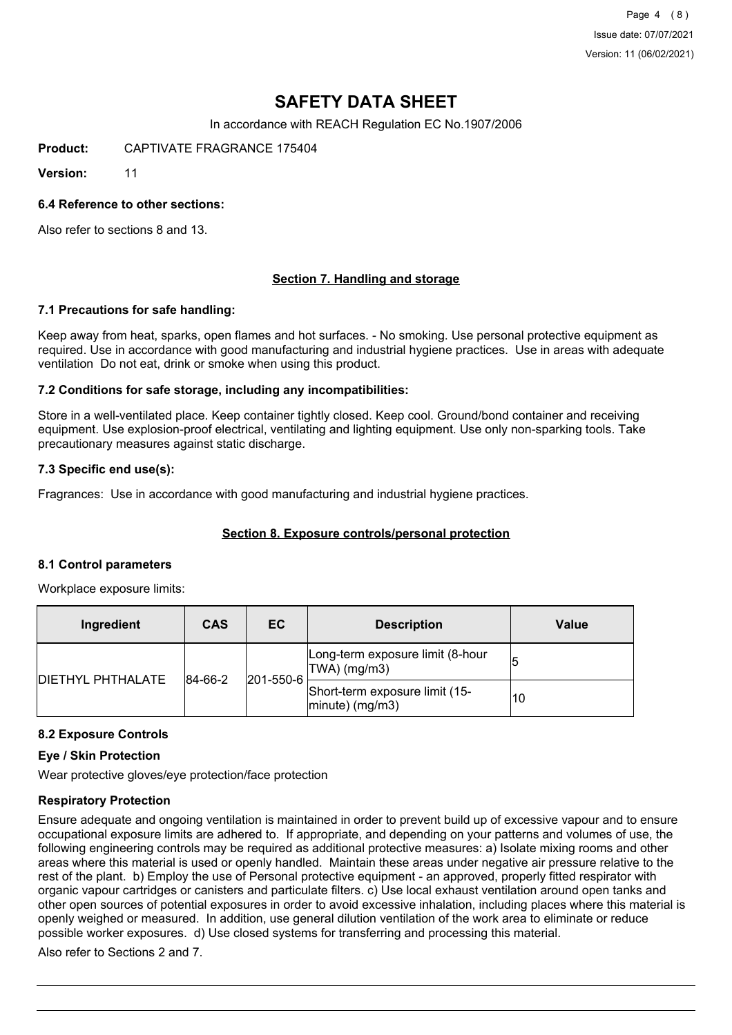# SAFETY DATA SHEET

In accordance with REACH Regulation EC No.1907/2006

**Product:** CAPTIVATE FRAGRANCE 175404

**Version:** 11

### 6.4 Reference to other sections:

Also refer to sections 8 and 13.

## Section 7. Handling and storage

### 7.1 Precautions for safe handling:

Keep away from heat, sparks, open flames and hot surfaces. - No smoking. Use personal protective equipment as required. Use in accordance with good manufacturing and industrial hygiene practices. Use in areas with adequate ventilation Do not eat, drink or smoke when using this product.

### 7.2 Conditions for safe storage, including any incompatibilities:

Store in a well-ventilated place. Keep container tightly closed. Keep cool. Ground/bond container and receiving equipment. Use explosion-proof electrical, ventilating and lighting equipment. Use only non-sparking tools. Take precautionary measures against static discharge.

### 7.3 Specific end use(s):

Fragrances: Use in accordance with good manufacturing and industrial hygiene practices.

## Section 8. Exposure controls/personal protection

### 8.1 Control parameters

Workplace exposure limits:

| Ingredient | CAS | EC | Description | Value |
|---|---|---|---|---|
| DIETHYL PHTHALATE | 84-66-2 | 201-550-6 | Long-term exposure limit (8-hour TWA) (mg/m3) | 5 |
| | | | Short-term exposure limit (15-minute) (mg/m3) | 10 |

### 8.2 Exposure Controls

#### Eye / Skin Protection

Wear protective gloves/eye protection/face protection

#### Respiratory Protection

Ensure adequate and ongoing ventilation is maintained in order to prevent build up of excessive vapour and to ensure occupational exposure limits are adhered to. If appropriate, and depending on your patterns and volumes of use, the following engineering controls may be required as additional protective measures: a) Isolate mixing rooms and other areas where this material is used or openly handled. Maintain these areas under negative air pressure relative to the rest of the plant. b) Employ the use of Personal protective equipment - an approved, properly fitted respirator with organic vapour cartridges or canisters and particulate filters. c) Use local exhaust ventilation around open tanks and other open sources of potential exposures in order to avoid excessive inhalation, including places where this material is openly weighed or measured. In addition, use general dilution ventilation of the work area to eliminate or reduce possible worker exposures. d) Use closed systems for transferring and processing this material.

Also refer to Sections 2 and 7.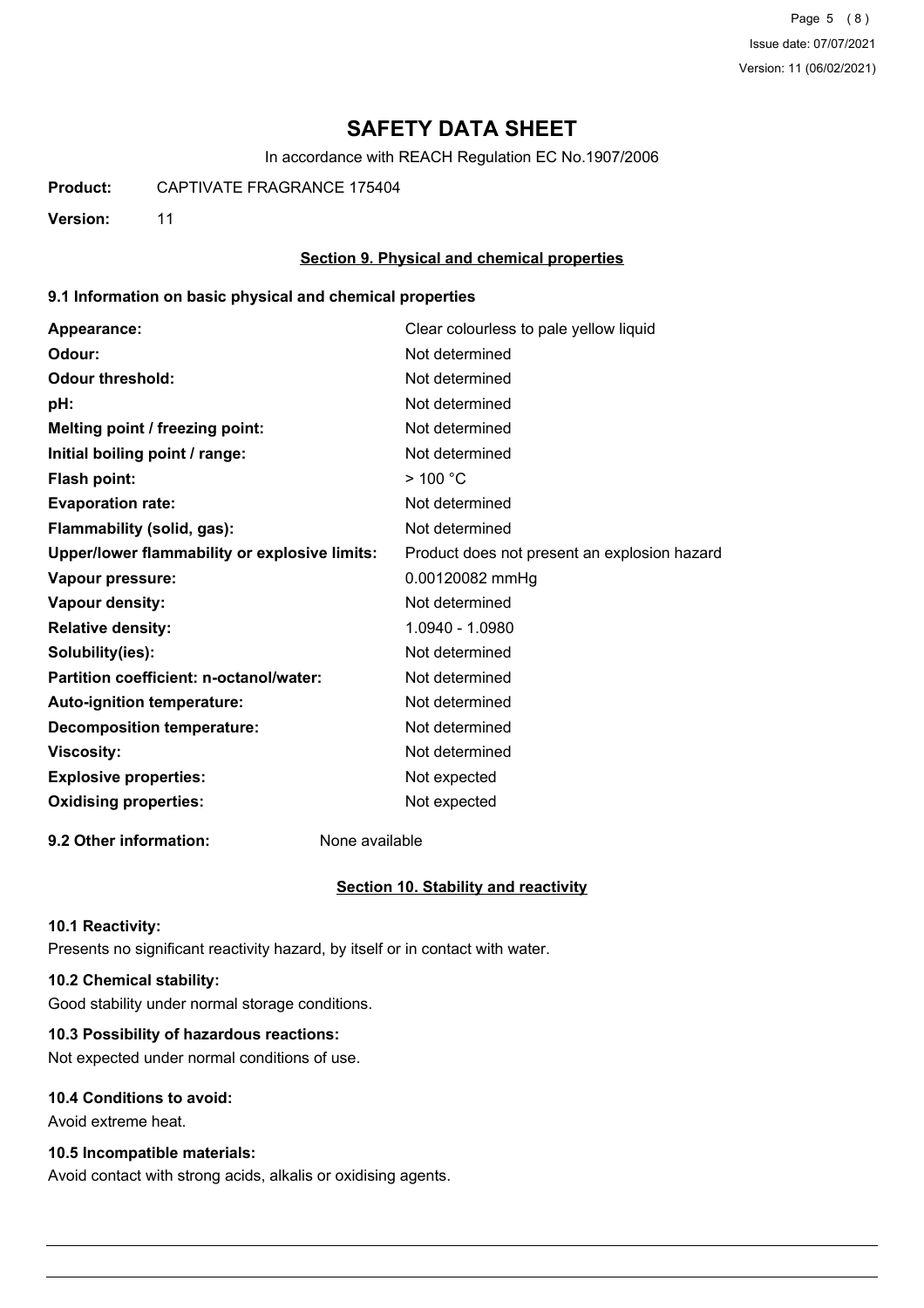# SAFETY DATA SHEET

In accordance with REACH Regulation EC No.1907/2006

**Product:** CAPTIVATE FRAGRANCE 175404

**Version:** 11

## Section 9. Physical and chemical properties

### 9.1 Information on basic physical and chemical properties

| Property | Value |
|---|---|
| **Appearance:** | Clear colourless to pale yellow liquid |
| **Odour:** | Not determined |
| **Odour threshold:** | Not determined |
| **pH:** | Not determined |
| **Melting point / freezing point:** | Not determined |
| **Initial boiling point / range:** | Not determined |
| **Flash point:** | > 100 °C |
| **Evaporation rate:** | Not determined |
| **Flammability (solid, gas):** | Not determined |
| **Upper/lower flammability or explosive limits:** | Product does not present an explosion hazard |
| **Vapour pressure:** | 0.00120082 mmHg |
| **Vapour density:** | Not determined |
| **Relative density:** | 1.0940 - 1.0980 |
| **Solubility(ies):** | Not determined |
| **Partition coefficient: n-octanol/water:** | Not determined |
| **Auto-ignition temperature:** | Not determined |
| **Decomposition temperature:** | Not determined |
| **Viscosity:** | Not determined |
| **Explosive properties:** | Not expected |
| **Oxidising properties:** | Not expected |

**9.2 Other information:** None available

## Section 10. Stability and reactivity

### 10.1 Reactivity:

Presents no significant reactivity hazard, by itself or in contact with water.

### 10.2 Chemical stability:

Good stability under normal storage conditions.

### 10.3 Possibility of hazardous reactions:

Not expected under normal conditions of use.

### 10.4 Conditions to avoid:

Avoid extreme heat.

### 10.5 Incompatible materials:

Avoid contact with strong acids, alkalis or oxidising agents.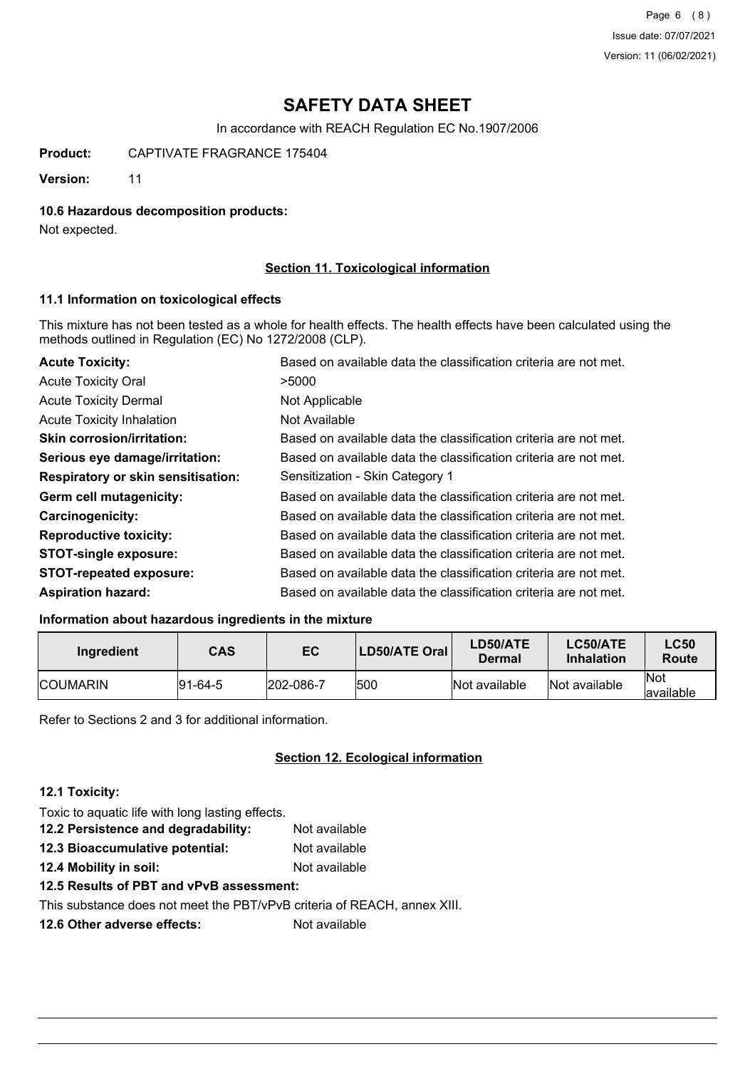# SAFETY DATA SHEET

In accordance with REACH Regulation EC No.1907/2006

**Product:** CAPTIVATE FRAGRANCE 175404

**Version:** 11

**10.6 Hazardous decomposition products:**

Not expected.

## Section 11. Toxicological information

**11.1 Information on toxicological effects**

This mixture has not been tested as a whole for health effects. The health effects have been calculated using the methods outlined in Regulation (EC) No 1272/2008 (CLP).

| | |
|---|---|
| **Acute Toxicity:** | Based on available data the classification criteria are not met. |
| Acute Toxicity Oral | >5000 |
| Acute Toxicity Dermal | Not Applicable |
| Acute Toxicity Inhalation | Not Available |
| **Skin corrosion/irritation:** | Based on available data the classification criteria are not met. |
| **Serious eye damage/irritation:** | Based on available data the classification criteria are not met. |
| **Respiratory or skin sensitisation:** | Sensitization - Skin Category 1 |
| **Germ cell mutagenicity:** | Based on available data the classification criteria are not met. |
| **Carcinogenicity:** | Based on available data the classification criteria are not met. |
| **Reproductive toxicity:** | Based on available data the classification criteria are not met. |
| **STOT-single exposure:** | Based on available data the classification criteria are not met. |
| **STOT-repeated exposure:** | Based on available data the classification criteria are not met. |
| **Aspiration hazard:** | Based on available data the classification criteria are not met. |

**Information about hazardous ingredients in the mixture**

| Ingredient | CAS | EC | LD50/ATE Oral | LD50/ATE Dermal | LC50/ATE Inhalation | LC50 Route |
|---|---|---|---|---|---|---|
| COUMARIN | 91-64-5 | 202-086-7 | 500 | Not available | Not available | Not available |

Refer to Sections 2 and 3 for additional information.

## Section 12. Ecological information

**12.1 Toxicity:**

Toxic to aquatic life with long lasting effects.

**12.2 Persistence and degradability:** Not available

**12.3 Bioaccumulative potential:** Not available

**12.4 Mobility in soil:** Not available

**12.5 Results of PBT and vPvB assessment:**

This substance does not meet the PBT/vPvB criteria of REACH, annex XIII.

**12.6 Other adverse effects:** Not available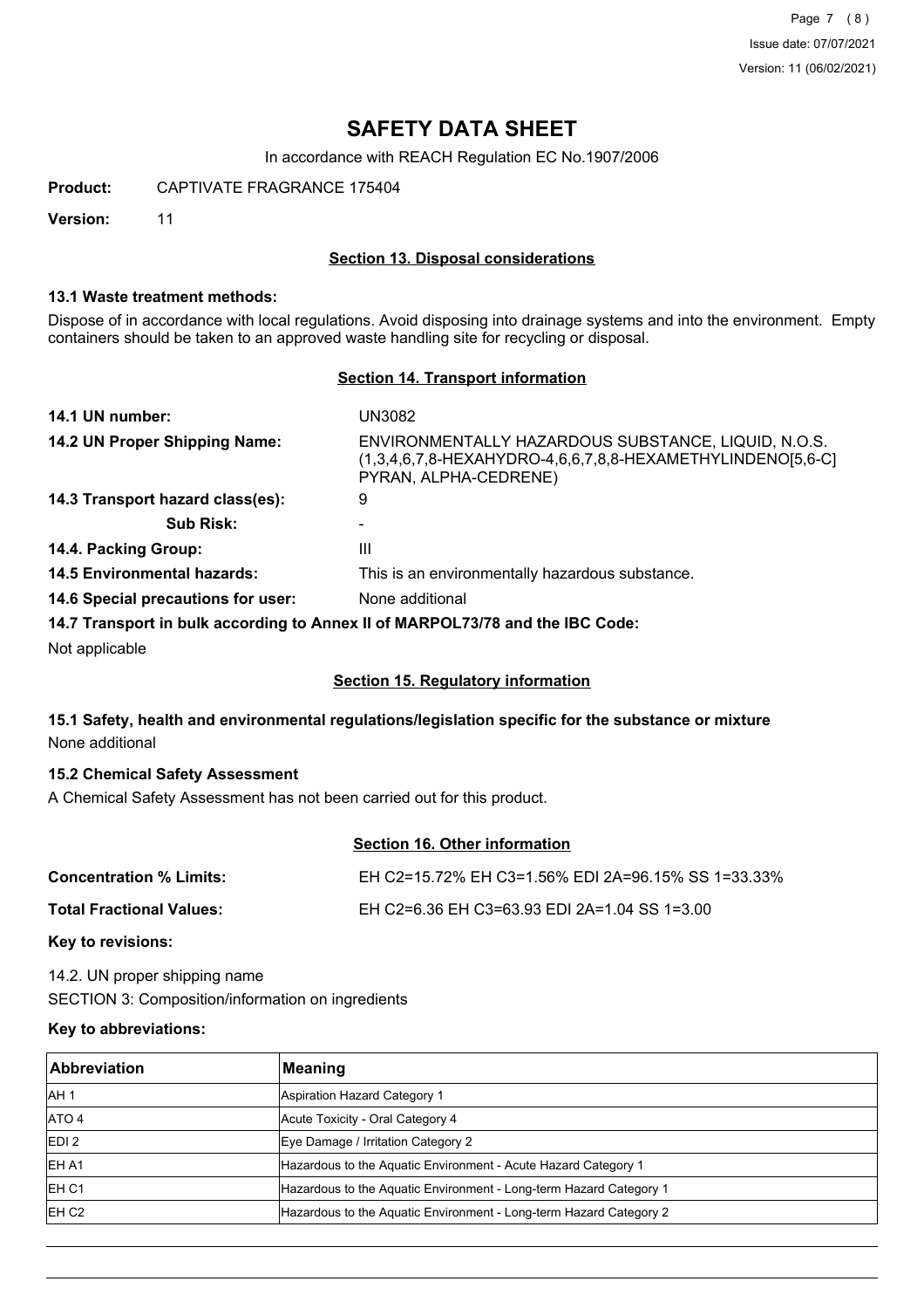# SAFETY DATA SHEET

In accordance with REACH Regulation EC No.1907/2006

**Product:** CAPTIVATE FRAGRANCE 175404

**Version:** 11

## Section 13. Disposal considerations

### 13.1 Waste treatment methods:

Dispose of in accordance with local regulations. Avoid disposing into drainage systems and into the environment. Empty containers should be taken to an approved waste handling site for recycling or disposal.

## Section 14. Transport information

**14.1 UN number:** UN3082

**14.2 UN Proper Shipping Name:** ENVIRONMENTALLY HAZARDOUS SUBSTANCE, LIQUID, N.O.S. (1,3,4,6,7,8-HEXAHYDRO-4,6,6,7,8,8-HEXAMETHYLINDENO[5,6-C] PYRAN, ALPHA-CEDRENE)

**14.3 Transport hazard class(es):** 9

**Sub Risk:** -

**14.4. Packing Group:** III

**14.5 Environmental hazards:** This is an environmentally hazardous substance.

**14.6 Special precautions for user:** None additional

**14.7 Transport in bulk according to Annex II of MARPOL73/78 and the IBC Code:**

Not applicable

## Section 15. Regulatory information

### 15.1 Safety, health and environmental regulations/legislation specific for the substance or mixture

None additional

### 15.2 Chemical Safety Assessment

A Chemical Safety Assessment has not been carried out for this product.

## Section 16. Other information

**Concentration % Limits:** EH C2=15.72% EH C3=1.56% EDI 2A=96.15% SS 1=33.33%

**Total Fractional Values:** EH C2=6.36 EH C3=63.93 EDI 2A=1.04 SS 1=3.00

**Key to revisions:**

14.2. UN proper shipping name

SECTION 3: Composition/information on ingredients

**Key to abbreviations:**

| Abbreviation | Meaning |
|---|---|
| AH 1 | Aspiration Hazard Category 1 |
| ATO 4 | Acute Toxicity - Oral Category 4 |
| EDI 2 | Eye Damage / Irritation Category 2 |
| EH A1 | Hazardous to the Aquatic Environment - Acute Hazard Category 1 |
| EH C1 | Hazardous to the Aquatic Environment - Long-term Hazard Category 1 |
| EH C2 | Hazardous to the Aquatic Environment - Long-term Hazard Category 2 |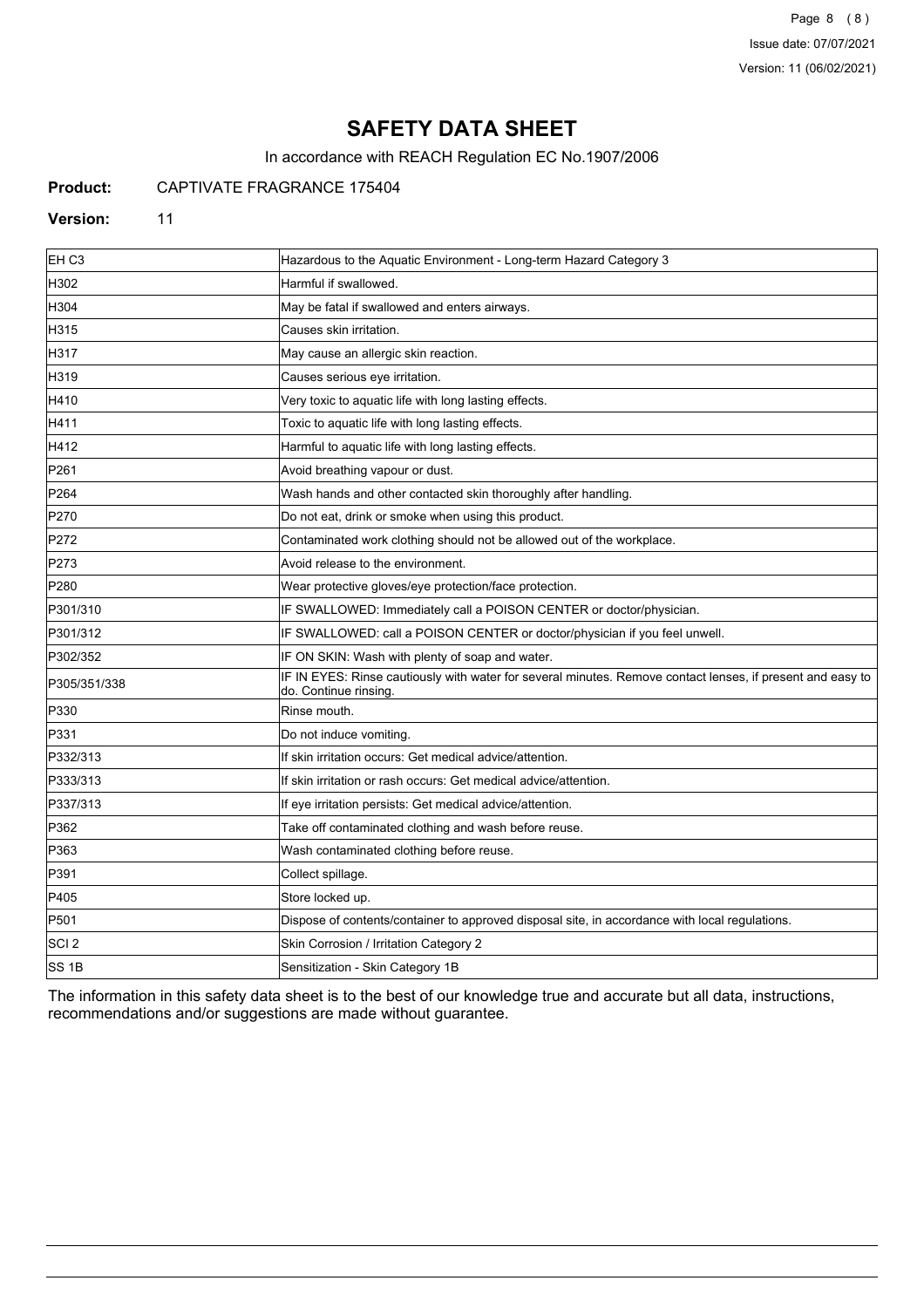# SAFETY DATA SHEET

In accordance with REACH Regulation EC No.1907/2006

**Product:** CAPTIVATE FRAGRANCE 175404

**Version:** 11

| | |
|---|---|
| EH C3 | Hazardous to the Aquatic Environment - Long-term Hazard Category 3 |
| H302 | Harmful if swallowed. |
| H304 | May be fatal if swallowed and enters airways. |
| H315 | Causes skin irritation. |
| H317 | May cause an allergic skin reaction. |
| H319 | Causes serious eye irritation. |
| H410 | Very toxic to aquatic life with long lasting effects. |
| H411 | Toxic to aquatic life with long lasting effects. |
| H412 | Harmful to aquatic life with long lasting effects. |
| P261 | Avoid breathing vapour or dust. |
| P264 | Wash hands and other contacted skin thoroughly after handling. |
| P270 | Do not eat, drink or smoke when using this product. |
| P272 | Contaminated work clothing should not be allowed out of the workplace. |
| P273 | Avoid release to the environment. |
| P280 | Wear protective gloves/eye protection/face protection. |
| P301/310 | IF SWALLOWED: Immediately call a POISON CENTER or doctor/physician. |
| P301/312 | IF SWALLOWED: call a POISON CENTER or doctor/physician if you feel unwell. |
| P302/352 | IF ON SKIN: Wash with plenty of soap and water. |
| P305/351/338 | IF IN EYES: Rinse cautiously with water for several minutes. Remove contact lenses, if present and easy to do. Continue rinsing. |
| P330 | Rinse mouth. |
| P331 | Do not induce vomiting. |
| P332/313 | If skin irritation occurs: Get medical advice/attention. |
| P333/313 | If skin irritation or rash occurs: Get medical advice/attention. |
| P337/313 | If eye irritation persists: Get medical advice/attention. |
| P362 | Take off contaminated clothing and wash before reuse. |
| P363 | Wash contaminated clothing before reuse. |
| P391 | Collect spillage. |
| P405 | Store locked up. |
| P501 | Dispose of contents/container to approved disposal site, in accordance with local regulations. |
| SCI 2 | Skin Corrosion / Irritation Category 2 |
| SS 1B | Sensitization - Skin Category 1B |

The information in this safety data sheet is to the best of our knowledge true and accurate but all data, instructions, recommendations and/or suggestions are made without guarantee.